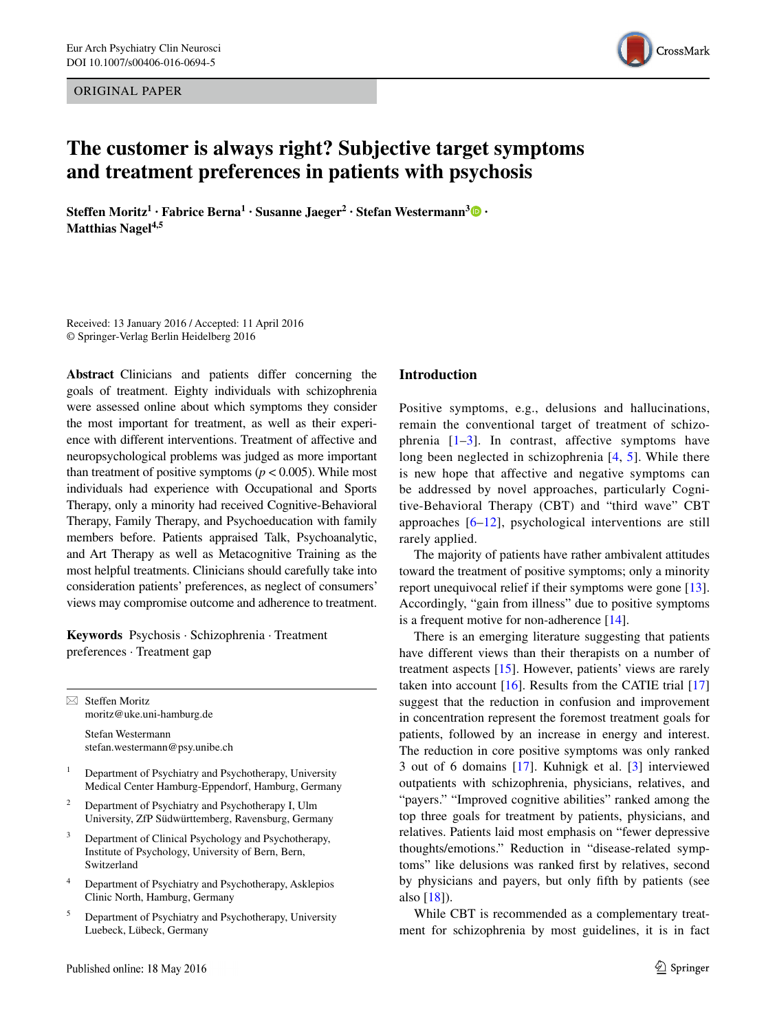ORIGINAL PAPER

# The customer is always right? Subjective target symptoms and treatment preferences in patients with psychosis

**Steffen Moritz[1] · Fabrice Berna[1] · Susanne Jaeger[2] · Stefan Westermann[3] · Matthias Nagel[4,5]**

Received: 13 January 2016 / Accepted: 11 April 2016
© Springer-Verlag Berlin Heidelberg 2016

**Abstract** Clinicians and patients differ concerning the goals of treatment. Eighty individuals with schizophrenia were assessed online about which symptoms they consider the most important for treatment, as well as their experience with different interventions. Treatment of affective and neuropsychological problems was judged as more important than treatment of positive symptoms ($p < 0.005$). While most individuals had experience with Occupational and Sports Therapy, only a minority had received Cognitive-Behavioral Therapy, Family Therapy, and Psychoeducation with family members before. Patients appraised Talk, Psychoanalytic, and Art Therapy as well as Metacognitive Training as the most helpful treatments. Clinicians should carefully take into consideration patients' preferences, as neglect of consumers' views may compromise outcome and adherence to treatment.

**Keywords** Psychosis · Schizophrenia · Treatment preferences · Treatment gap

✉ Steffen Moritz
moritz@uke.uni-hamburg.de

Stefan Westermann
stefan.westermann@psy.unibe.ch

[1] Department of Psychiatry and Psychotherapy, University Medical Center Hamburg-Eppendorf, Hamburg, Germany

[2] Department of Psychiatry and Psychotherapy I, Ulm University, ZfP Südwürttemberg, Ravensburg, Germany

[3] Department of Clinical Psychology and Psychotherapy, Institute of Psychology, University of Bern, Bern, Switzerland

[4] Department of Psychiatry and Psychotherapy, Asklepios Clinic North, Hamburg, Germany

[5] Department of Psychiatry and Psychotherapy, University Luebeck, Lübeck, Germany

## Introduction

Positive symptoms, e.g., delusions and hallucinations, remain the conventional target of treatment of schizophrenia [1–3]. In contrast, affective symptoms have long been neglected in schizophrenia [4, 5]. While there is new hope that affective and negative symptoms can be addressed by novel approaches, particularly Cognitive-Behavioral Therapy (CBT) and "third wave" CBT approaches [6–12], psychological interventions are still rarely applied.

The majority of patients have rather ambivalent attitudes toward the treatment of positive symptoms; only a minority report unequivocal relief if their symptoms were gone [13]. Accordingly, "gain from illness" due to positive symptoms is a frequent motive for non-adherence [14].

There is an emerging literature suggesting that patients have different views than their therapists on a number of treatment aspects [15]. However, patients' views are rarely taken into account [16]. Results from the CATIE trial [17] suggest that the reduction in confusion and improvement in concentration represent the foremost treatment goals for patients, followed by an increase in energy and interest. The reduction in core positive symptoms was only ranked 3 out of 6 domains [17]. Kuhnigk et al. [3] interviewed outpatients with schizophrenia, physicians, relatives, and "payers." "Improved cognitive abilities" ranked among the top three goals for treatment by patients, physicians, and relatives. Patients laid most emphasis on "fewer depressive thoughts/emotions." Reduction in "disease-related symptoms" like delusions was ranked first by relatives, second by physicians and payers, but only fifth by patients (see also [18]).

While CBT is recommended as a complementary treatment for schizophrenia by most guidelines, it is in fact

Published online: 18 May 2016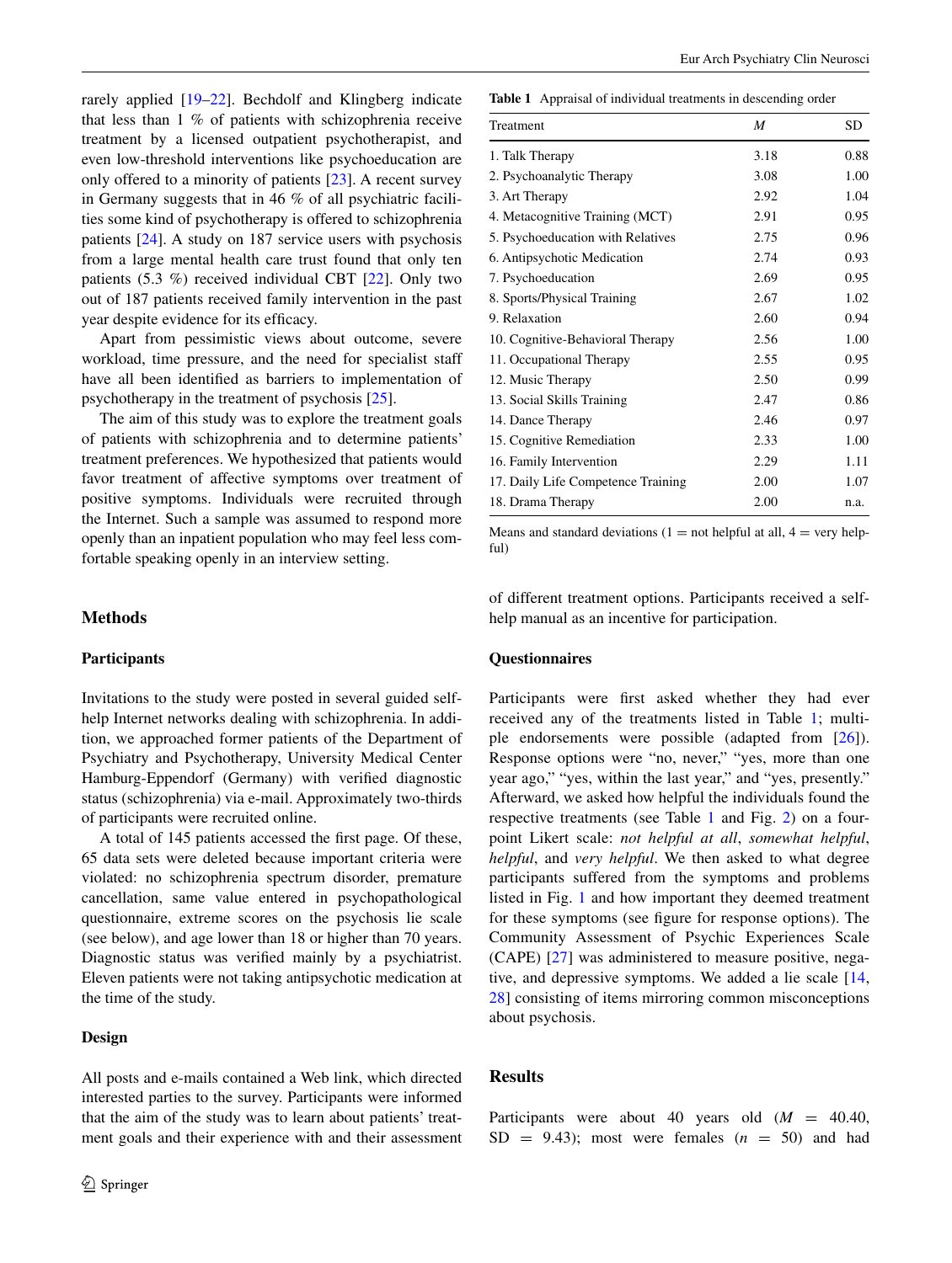rarely applied [19–22]. Bechdolf and Klingberg indicate that less than 1 % of patients with schizophrenia receive treatment by a licensed outpatient psychotherapist, and even low-threshold interventions like psychoeducation are only offered to a minority of patients [23]. A recent survey in Germany suggests that in 46 % of all psychiatric facilities some kind of psychotherapy is offered to schizophrenia patients [24]. A study on 187 service users with psychosis from a large mental health care trust found that only ten patients (5.3 %) received individual CBT [22]. Only two out of 187 patients received family intervention in the past year despite evidence for its efficacy.

Apart from pessimistic views about outcome, severe workload, time pressure, and the need for specialist staff have all been identified as barriers to implementation of psychotherapy in the treatment of psychosis [25].

The aim of this study was to explore the treatment goals of patients with schizophrenia and to determine patients' treatment preferences. We hypothesized that patients would favor treatment of affective symptoms over treatment of positive symptoms. Individuals were recruited through the Internet. Such a sample was assumed to respond more openly than an inpatient population who may feel less comfortable speaking openly in an interview setting.

## Methods

### Participants

Invitations to the study were posted in several guided self-help Internet networks dealing with schizophrenia. In addition, we approached former patients of the Department of Psychiatry and Psychotherapy, University Medical Center Hamburg-Eppendorf (Germany) with verified diagnostic status (schizophrenia) via e-mail. Approximately two-thirds of participants were recruited online.

A total of 145 patients accessed the first page. Of these, 65 data sets were deleted because important criteria were violated: no schizophrenia spectrum disorder, premature cancellation, same value entered in psychopathological questionnaire, extreme scores on the psychosis lie scale (see below), and age lower than 18 or higher than 70 years. Diagnostic status was verified mainly by a psychiatrist. Eleven patients were not taking antipsychotic medication at the time of the study.

### Design

All posts and e-mails contained a Web link, which directed interested parties to the survey. Participants were informed that the aim of the study was to learn about patients' treatment goals and their experience with and their assessment of different treatment options. Participants received a self-help manual as an incentive for participation.

**Table 1** Appraisal of individual treatments in descending order

| Treatment | *M* | SD |
|---|---|---|
| 1. Talk Therapy | 3.18 | 0.88 |
| 2. Psychoanalytic Therapy | 3.08 | 1.00 |
| 3. Art Therapy | 2.92 | 1.04 |
| 4. Metacognitive Training (MCT) | 2.91 | 0.95 |
| 5. Psychoeducation with Relatives | 2.75 | 0.96 |
| 6. Antipsychotic Medication | 2.74 | 0.93 |
| 7. Psychoeducation | 2.69 | 0.95 |
| 8. Sports/Physical Training | 2.67 | 1.02 |
| 9. Relaxation | 2.60 | 0.94 |
| 10. Cognitive-Behavioral Therapy | 2.56 | 1.00 |
| 11. Occupational Therapy | 2.55 | 0.95 |
| 12. Music Therapy | 2.50 | 0.99 |
| 13. Social Skills Training | 2.47 | 0.86 |
| 14. Dance Therapy | 2.46 | 0.97 |
| 15. Cognitive Remediation | 2.33 | 1.00 |
| 16. Family Intervention | 2.29 | 1.11 |
| 17. Daily Life Competence Training | 2.00 | 1.07 |
| 18. Drama Therapy | 2.00 | n.a. |

Means and standard deviations (1 = not helpful at all, 4 = very helpful)

### Questionnaires

Participants were first asked whether they had ever received any of the treatments listed in Table 1; multiple endorsements were possible (adapted from [26]). Response options were "no, never," "yes, more than one year ago," "yes, within the last year," and "yes, presently." Afterward, we asked how helpful the individuals found the respective treatments (see Table 1 and Fig. 2) on a four-point Likert scale: *not helpful at all*, *somewhat helpful*, *helpful*, and *very helpful*. We then asked to what degree participants suffered from the symptoms and problems listed in Fig. 1 and how important they deemed treatment for these symptoms (see figure for response options). The Community Assessment of Psychic Experiences Scale (CAPE) [27] was administered to measure positive, negative, and depressive symptoms. We added a lie scale [14, 28] consisting of items mirroring common misconceptions about psychosis.

## Results

Participants were about 40 years old ($M$ = 40.40, SD = 9.43); most were females ($n$ = 50) and had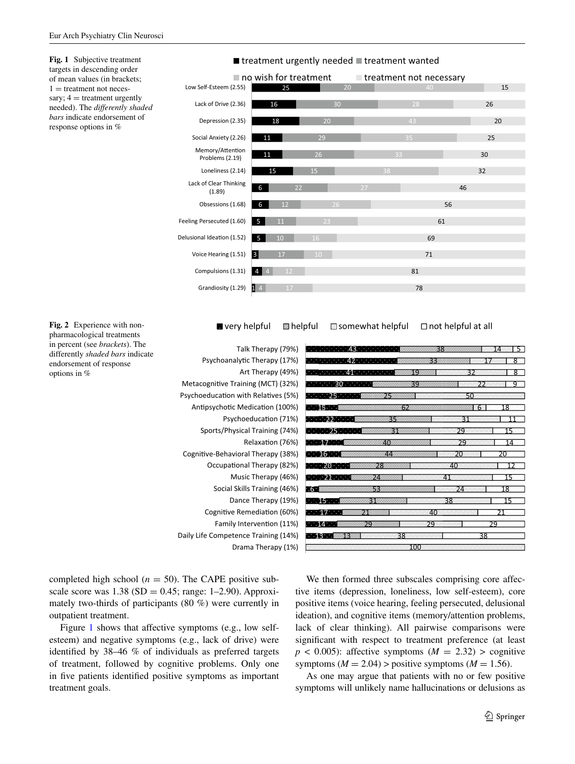**Fig. 1** Subjective treatment targets in descending order of mean values (in brackets; 1 = treatment not necessary; 4 = treatment urgently needed). The *differently shaded bars* indicate endorsement of response options in %

| | treatment urgently needed | treatment wanted | no wish for treatment | treatment not necessary |
|---|---|---|---|---|
| Low Self-Esteem (2.55) | 25 | 20 | 40 | 15 |
| Lack of Drive (2.36) | 16 | 30 | 28 | 26 |
| Depression (2.35) | 18 | 20 | 43 | 20 |
| Social Anxiety (2.26) | 11 | 29 | 35 | 25 |
| Memory/Attention Problems (2.19) | 11 | 26 | 33 | 30 |
| Loneliness (2.14) | 15 | 15 | 38 | 32 |
| Lack of Clear Thinking (1.89) | 6 | 22 | 27 | 46 |
| Obsessions (1.68) | 6 | 12 | 26 | 56 |
| Feeling Persecuted (1.60) | 5 | 11 | 23 | 61 |
| Delusional Ideation (1.52) | 5 | 10 | 16 | 69 |
| Voice Hearing (1.51) | 3 | 17 | 10 | 71 |
| Compulsions (1.31) | 4 | 4 | 12 | 81 |
| Grandiosity (1.29) | 1 | 4 | 17 | 78 |

**Fig. 2** Experience with non-pharmacological treatments in percent (see *brackets*). The differently *shaded bars* indicate endorsement of response options in %

| | very helpful | helpful | somewhat helpful | not helpful at all |
|---|---|---|---|---|
| Talk Therapy (79%) | 43 | 38 | 14 | 5 |
| Psychoanalytic Therapy (17%) | 42 | 33 | 17 | 8 |
| Art Therapy (49%) | 41 | 19 | 32 | 8 |
| Metacognitive Training (MCT) (32%) | 30 | 39 | 22 | 9 |
| Psychoeducation with Relatives (5%) | 25 | 25 | 50 | |
| Antipsychotic Medication (100%) | 15 | 62 | 6 | 18 |
| Psychoeducation (71%) | 22 | 35 | 31 | 11 |
| Sports/Physical Training (74%) | 25 | 31 | 29 | 15 |
| Relaxation (76%) | 17 | 40 | 29 | 14 |
| Cognitive-Behavioral Therapy (38%) | 16 | 44 | 20 | 20 |
| Occupational Therapy (82%) | 20 | 28 | 40 | 12 |
| Music Therapy (46%) | 21 | 24 | 41 | 15 |
| Social Skills Training (46%) | 6 | 53 | 24 | 18 |
| Dance Therapy (19%) | 15 | 31 | 38 | 15 |
| Cognitive Remediation (60%) | 17 | 21 | 40 | 21 |
| Family Intervention (11%) | 14 | 29 | 29 | 29 |
| Daily Life Competence Training (14%) | 13 | 13 | 38 | 38 |
| Drama Therapy (1%) | | 100 | | |

completed high school ($n = 50$). The CAPE positive subscale score was 1.38 (SD = 0.45; range: 1–2.90). Approximately two-thirds of participants (80 %) were currently in outpatient treatment.

Figure 1 shows that affective symptoms (e.g., low self-esteem) and negative symptoms (e.g., lack of drive) were identified by 38–46 % of individuals as preferred targets of treatment, followed by cognitive problems. Only one in five patients identified positive symptoms as important treatment goals.

We then formed three subscales comprising core affective items (depression, loneliness, low self-esteem), core positive items (voice hearing, feeling persecuted, delusional ideation), and cognitive items (memory/attention problems, lack of clear thinking). All pairwise comparisons were significant with respect to treatment preference (at least $p < 0.005$): affective symptoms ($M = 2.32$) > cognitive symptoms ($M = 2.04$) > positive symptoms ($M = 1.56$).

As one may argue that patients with no or few positive symptoms will unlikely name hallucinations or delusions as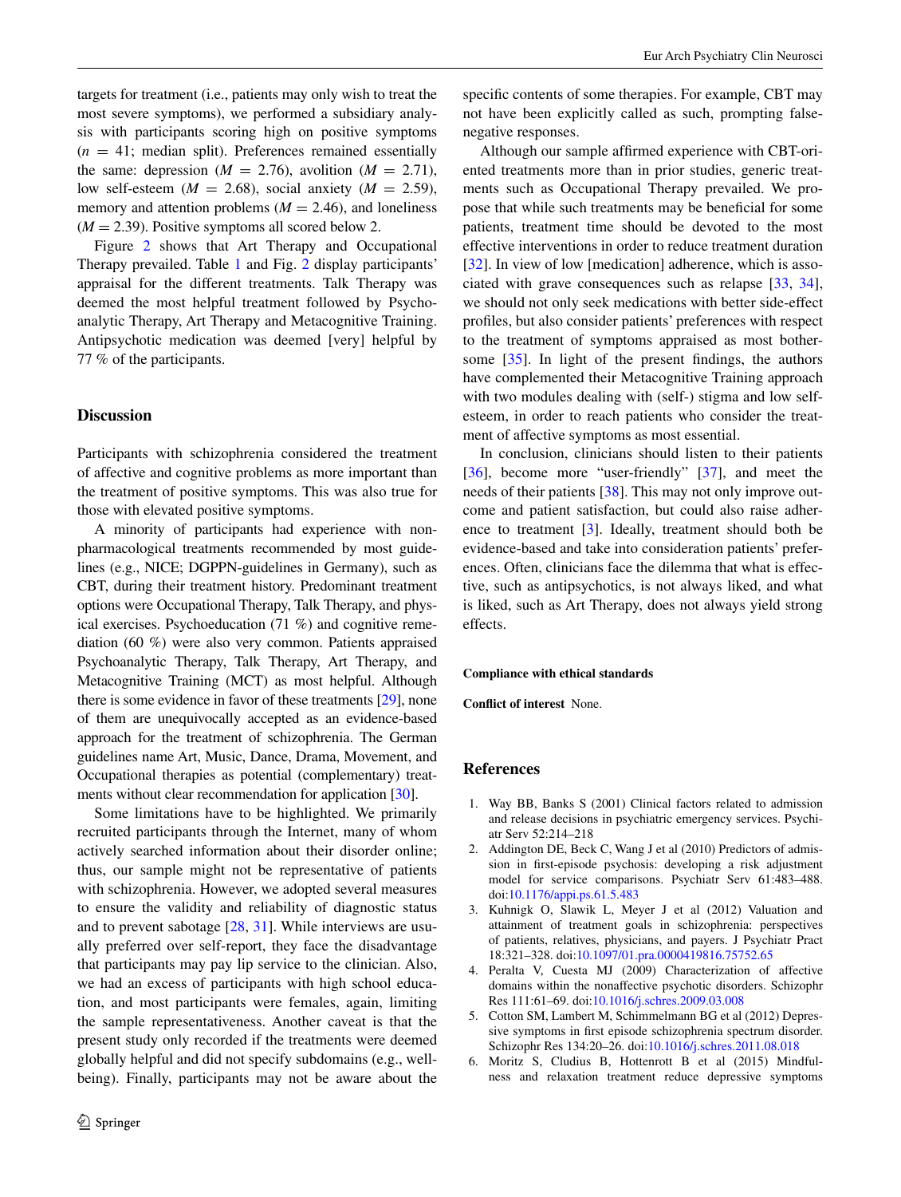targets for treatment (i.e., patients may only wish to treat the most severe symptoms), we performed a subsidiary analysis with participants scoring high on positive symptoms ($n = 41$; median split). Preferences remained essentially the same: depression ($M = 2.76$), avolition ($M = 2.71$), low self-esteem ($M = 2.68$), social anxiety ($M = 2.59$), memory and attention problems ($M = 2.46$), and loneliness ($M = 2.39$). Positive symptoms all scored below 2.

Figure 2 shows that Art Therapy and Occupational Therapy prevailed. Table 1 and Fig. 2 display participants' appraisal for the different treatments. Talk Therapy was deemed the most helpful treatment followed by Psychoanalytic Therapy, Art Therapy and Metacognitive Training. Antipsychotic medication was deemed [very] helpful by 77 % of the participants.

## Discussion

Participants with schizophrenia considered the treatment of affective and cognitive problems as more important than the treatment of positive symptoms. This was also true for those with elevated positive symptoms.

A minority of participants had experience with non-pharmacological treatments recommended by most guidelines (e.g., NICE; DGPPN-guidelines in Germany), such as CBT, during their treatment history. Predominant treatment options were Occupational Therapy, Talk Therapy, and physical exercises. Psychoeducation (71 %) and cognitive remediation (60 %) were also very common. Patients appraised Psychoanalytic Therapy, Talk Therapy, Art Therapy, and Metacognitive Training (MCT) as most helpful. Although there is some evidence in favor of these treatments [29], none of them are unequivocally accepted as an evidence-based approach for the treatment of schizophrenia. The German guidelines name Art, Music, Dance, Drama, Movement, and Occupational therapies as potential (complementary) treatments without clear recommendation for application [30].

Some limitations have to be highlighted. We primarily recruited participants through the Internet, many of whom actively searched information about their disorder online; thus, our sample might not be representative of patients with schizophrenia. However, we adopted several measures to ensure the validity and reliability of diagnostic status and to prevent sabotage [28, 31]. While interviews are usually preferred over self-report, they face the disadvantage that participants may pay lip service to the clinician. Also, we had an excess of participants with high school education, and most participants were females, again, limiting the sample representativeness. Another caveat is that the present study only recorded if the treatments were deemed globally helpful and did not specify subdomains (e.g., well-being). Finally, participants may not be aware about the specific contents of some therapies. For example, CBT may not have been explicitly called as such, prompting false-negative responses.

Although our sample affirmed experience with CBT-oriented treatments more than in prior studies, generic treatments such as Occupational Therapy prevailed. We propose that while such treatments may be beneficial for some patients, treatment time should be devoted to the most effective interventions in order to reduce treatment duration [32]. In view of low [medication] adherence, which is associated with grave consequences such as relapse [33, 34], we should not only seek medications with better side-effect profiles, but also consider patients' preferences with respect to the treatment of symptoms appraised as most bothersome [35]. In light of the present findings, the authors have complemented their Metacognitive Training approach with two modules dealing with (self-) stigma and low self-esteem, in order to reach patients who consider the treatment of affective symptoms as most essential.

In conclusion, clinicians should listen to their patients [36], become more "user-friendly" [37], and meet the needs of their patients [38]. This may not only improve outcome and patient satisfaction, but could also raise adherence to treatment [3]. Ideally, treatment should both be evidence-based and take into consideration patients' preferences. Often, clinicians face the dilemma that what is effective, such as antipsychotics, is not always liked, and what is liked, such as Art Therapy, does not always yield strong effects.

**Compliance with ethical standards**

**Conflict of interest** None.

## References

1. Way BB, Banks S (2001) Clinical factors related to admission and release decisions in psychiatric emergency services. Psychiatr Serv 52:214–218
2. Addington DE, Beck C, Wang J et al (2010) Predictors of admission in first-episode psychosis: developing a risk adjustment model for service comparisons. Psychiatr Serv 61:483–488. doi:10.1176/appi.ps.61.5.483
3. Kuhnigk O, Slawik L, Meyer J et al (2012) Valuation and attainment of treatment goals in schizophrenia: perspectives of patients, relatives, physicians, and payers. J Psychiatr Pract 18:321–328. doi:10.1097/01.pra.0000419816.75752.65
4. Peralta V, Cuesta MJ (2009) Characterization of affective domains within the nonaffective psychotic disorders. Schizophr Res 111:61–69. doi:10.1016/j.schres.2009.03.008
5. Cotton SM, Lambert M, Schimmelmann BG et al (2012) Depressive symptoms in first episode schizophrenia spectrum disorder. Schizophr Res 134:20–26. doi:10.1016/j.schres.2011.08.018
6. Moritz S, Cludius B, Hottenrott B et al (2015) Mindfulness and relaxation treatment reduce depressive symptoms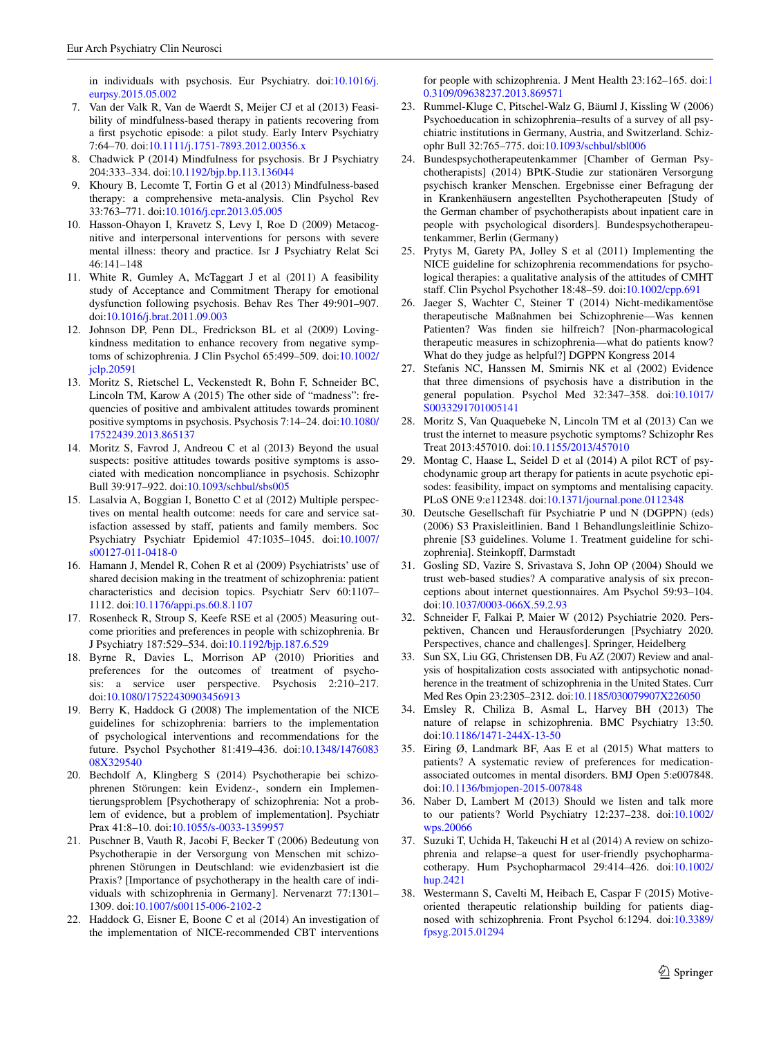in individuals with psychosis. Eur Psychiatry. doi:10.1016/j.eurpsy.2015.05.002

7. Van der Valk R, Van de Waerdt S, Meijer CJ et al (2013) Feasibility of mindfulness-based therapy in patients recovering from a first psychotic episode: a pilot study. Early Interv Psychiatry 7:64–70. doi:10.1111/j.1751-7893.2012.00356.x
8. Chadwick P (2014) Mindfulness for psychosis. Br J Psychiatry 204:333–334. doi:10.1192/bjp.bp.113.136044
9. Khoury B, Lecomte T, Fortin G et al (2013) Mindfulness-based therapy: a comprehensive meta-analysis. Clin Psychol Rev 33:763–771. doi:10.1016/j.cpr.2013.05.005
10. Hasson-Ohayon I, Kravetz S, Levy I, Roe D (2009) Metacognitive and interpersonal interventions for persons with severe mental illness: theory and practice. Isr J Psychiatry Relat Sci 46:141–148
11. White R, Gumley A, McTaggart J et al (2011) A feasibility study of Acceptance and Commitment Therapy for emotional dysfunction following psychosis. Behav Res Ther 49:901–907. doi:10.1016/j.brat.2011.09.003
12. Johnson DP, Penn DL, Fredrickson BL et al (2009) Loving-kindness meditation to enhance recovery from negative symptoms of schizophrenia. J Clin Psychol 65:499–509. doi:10.1002/jclp.20591
13. Moritz S, Rietschel L, Veckenstedt R, Bohn F, Schneider BC, Lincoln TM, Karow A (2015) The other side of "madness": frequencies of positive and ambivalent attitudes towards prominent positive symptoms in psychosis. Psychosis 7:14–24. doi:10.1080/17522439.2013.865137
14. Moritz S, Favrod J, Andreou C et al (2013) Beyond the usual suspects: positive attitudes towards positive symptoms is associated with medication noncompliance in psychosis. Schizophr Bull 39:917–922. doi:10.1093/schbul/sbs005
15. Lasalvia A, Boggian I, Bonetto C et al (2012) Multiple perspectives on mental health outcome: needs for care and service satisfaction assessed by staff, patients and family members. Soc Psychiatry Psychiatr Epidemiol 47:1035–1045. doi:10.1007/s00127-011-0418-0
16. Hamann J, Mendel R, Cohen R et al (2009) Psychiatrists' use of shared decision making in the treatment of schizophrenia: patient characteristics and decision topics. Psychiatr Serv 60:1107–1112. doi:10.1176/appi.ps.60.8.1107
17. Rosenheck R, Stroup S, Keefe RSE et al (2005) Measuring outcome priorities and preferences in people with schizophrenia. Br J Psychiatry 187:529–534. doi:10.1192/bjp.187.6.529
18. Byrne R, Davies L, Morrison AP (2010) Priorities and preferences for the outcomes of treatment of psychosis: a service user perspective. Psychosis 2:210–217. doi:10.1080/17522430903456913
19. Berry K, Haddock G (2008) The implementation of the NICE guidelines for schizophrenia: barriers to the implementation of psychological interventions and recommendations for the future. Psychol Psychother 81:419–436. doi:10.1348/147608308X329540
20. Bechdolf A, Klingberg S (2014) Psychotherapie bei schizophrenen Störungen: kein Evidenz-, sondern ein Implementierungsproblem [Psychotherapy of schizophrenia: Not a problem of evidence, but a problem of implementation]. Psychiatr Prax 41:8–10. doi:10.1055/s-0033-1359957
21. Puschner B, Vauth R, Jacobi F, Becker T (2006) Bedeutung von Psychotherapie in der Versorgung von Menschen mit schizophrenen Störungen in Deutschland: wie evidenzbasiert ist die Praxis? [Importance of psychotherapy in the health care of individuals with schizophrenia in Germany]. Nervenarzt 77:1301–1309. doi:10.1007/s00115-006-2102-2
22. Haddock G, Eisner E, Boone C et al (2014) An investigation of the implementation of NICE-recommended CBT interventions for people with schizophrenia. J Ment Health 23:162–165. doi:10.3109/09638237.2013.869571
23. Rummel-Kluge C, Pitschel-Walz G, Bäuml J, Kissling W (2006) Psychoeducation in schizophrenia–results of a survey of all psychiatric institutions in Germany, Austria, and Switzerland. Schizophr Bull 32:765–775. doi:10.1093/schbul/sbl006
24. Bundespsychotherapeutenkammer [Chamber of German Psychotherapists] (2014) BPtK-Studie zur stationären Versorgung psychisch kranker Menschen. Ergebnisse einer Befragung der in Krankenhäusern angestellten Psychotherapeuten [Study of the German chamber of psychotherapists about inpatient care in people with psychological disorders]. Bundespsychotherapeutenkammer, Berlin (Germany)
25. Prytys M, Garety PA, Jolley S et al (2011) Implementing the NICE guideline for schizophrenia recommendations for psychological therapies: a qualitative analysis of the attitudes of CMHT staff. Clin Psychol Psychother 18:48–59. doi:10.1002/cpp.691
26. Jaeger S, Wachter C, Steiner T (2014) Nicht-medikamentöse therapeutische Maßnahmen bei Schizophrenie—Was kennen Patienten? Was finden sie hilfreich? [Non-pharmacological therapeutic measures in schizophrenia—what do patients know? What do they judge as helpful?] DGPPN Kongress 2014
27. Stefanis NC, Hanssen M, Smirnis NK et al (2002) Evidence that three dimensions of psychosis have a distribution in the general population. Psychol Med 32:347–358. doi:10.1017/S0033291701005141
28. Moritz S, Van Quaquebeke N, Lincoln TM et al (2013) Can we trust the internet to measure psychotic symptoms? Schizophr Res Treat 2013:457010. doi:10.1155/2013/457010
29. Montag C, Haase L, Seidel D et al (2014) A pilot RCT of psychodynamic group art therapy for patients in acute psychotic episodes: feasibility, impact on symptoms and mentalising capacity. PLoS ONE 9:e112348. doi:10.1371/journal.pone.0112348
30. Deutsche Gesellschaft für Psychiatrie P und N (DGPPN) (eds) (2006) S3 Praxisleitlinien. Band 1 Behandlungsleitlinie Schizophrenie [S3 guidelines. Volume 1. Treatment guideline for schizophrenia]. Steinkopff, Darmstadt
31. Gosling SD, Vazire S, Srivastava S, John OP (2004) Should we trust web-based studies? A comparative analysis of six preconceptions about internet questionnaires. Am Psychol 59:93–104. doi:10.1037/0003-066X.59.2.93
32. Schneider F, Falkai P, Maier W (2012) Psychiatrie 2020. Perspektiven, Chancen und Herausforderungen [Psychiatry 2020. Perspectives, chances and challenges]. Springer, Heidelberg
33. Sun SX, Liu GG, Christensen DB, Fu AZ (2007) Review and analysis of hospitalization costs associated with antipsychotic nonadherence in the treatment of schizophrenia in the United States. Curr Med Res Opin 23:2305–2312. doi:10.1185/030079907X226050
34. Emsley R, Chiliza B, Asmal L, Harvey BH (2013) The nature of relapse in schizophrenia. BMC Psychiatry 13:50. doi:10.1186/1471-244X-13-50
35. Eiring Ø, Landmark BF, Aas E et al (2015) What matters to patients? A systematic review of preferences for medication-associated outcomes in mental disorders. BMJ Open 5:e007848. doi:10.1136/bmjopen-2015-007848
36. Naber D, Lambert M (2013) Should we listen and talk more to our patients? World Psychiatry 12:237–238. doi:10.1002/wps.20066
37. Suzuki T, Uchida H, Takeuchi H et al (2014) A review on schizophrenia and relapse–a quest for user-friendly psychopharmacotherapy. Hum Psychopharmacol 29:414–426. doi:10.1002/hup.2421
38. Westermann S, Cavelti M, Heibach E, Caspar F (2015) Motive-oriented therapeutic relationship building for patients diagnosed with schizophrenia. Front Psychol 6:1294. doi:10.3389/fpsyg.2015.01294